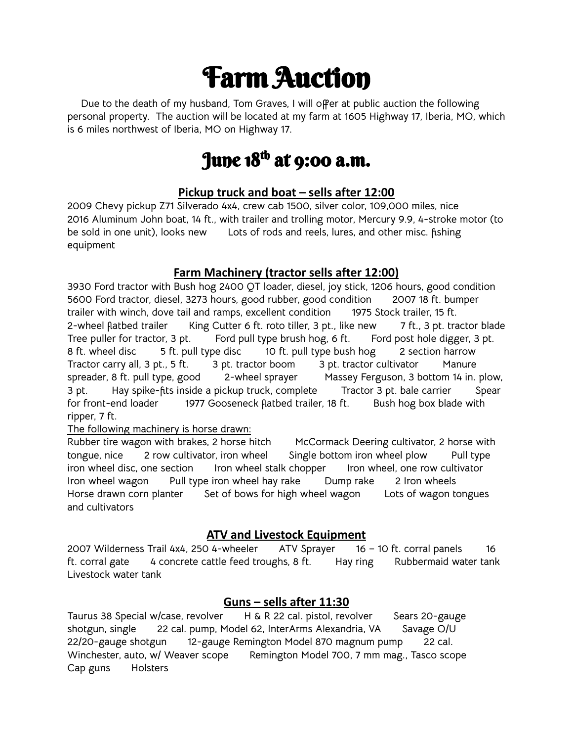# Farm Auction

Due to the death of my husband, Tom Graves, I will offer at public auction the following personal property. The auction will be located at my farm at 1605 Highway 17, Iberia, MO, which is 6 miles northwest of Iberia, MO on Highway 17.

## June 18th at 9:00 a.m.

### Pickup truck and boat – sells after 12:00

2009 Chevy pickup Z71 Silverado 4x4, crew cab 1500, silver color, 109,000 miles, nice
2016 Aluminum John boat, 14 ft., with trailer and trolling motor, Mercury 9.9, 4-stroke motor (to be sold in one unit), looks new    Lots of rods and reels, lures, and other misc. fishing equipment

### Farm Machinery (tractor sells after 12:00)

3930 Ford tractor with Bush hog 2400 QT loader, diesel, joy stick, 1206 hours, good condition
5600 Ford tractor, diesel, 3273 hours, good rubber, good condition    2007 18 ft. bumper trailer with winch, dove tail and ramps, excellent condition    1975 Stock trailer, 15 ft.
2-wheel flatbed trailer    King Cutter 6 ft. roto tiller, 3 pt., like new    7 ft., 3 pt. tractor blade
Tree puller for tractor, 3 pt.    Ford pull type brush hog, 6 ft.    Ford post hole digger, 3 pt.
8 ft. wheel disc    5 ft. pull type disc    10 ft. pull type bush hog    2 section harrow
Tractor carry all, 3 pt., 5 ft.    3 pt. tractor boom    3 pt. tractor cultivator    Manure spreader, 8 ft. pull type, good    2-wheel sprayer    Massey Ferguson, 3 bottom 14 in. plow, 3 pt.    Hay spike-fits inside a pickup truck, complete    Tractor 3 pt. bale carrier    Spear for front-end loader    1977 Gooseneck flatbed trailer, 18 ft.    Bush hog box blade with ripper, 7 ft.

<u>The following machinery is horse drawn:</u>

Rubber tire wagon with brakes, 2 horse hitch    McCormack Deering cultivator, 2 horse with tongue, nice    2 row cultivator, iron wheel    Single bottom iron wheel plow    Pull type iron wheel disc, one section    Iron wheel stalk chopper    Iron wheel, one row cultivator
Iron wheel wagon    Pull type iron wheel hay rake    Dump rake    2 Iron wheels
Horse drawn corn planter    Set of bows for high wheel wagon    Lots of wagon tongues and cultivators

### ATV and Livestock Equipment

2007 Wilderness Trail 4x4, 250 4-wheeler    ATV Sprayer    16 – 10 ft. corral panels    16 ft. corral gate    4 concrete cattle feed troughs, 8 ft.    Hay ring    Rubbermaid water tank
Livestock water tank

### Guns – sells after 11:30

Taurus 38 Special w/case, revolver    H & R 22 cal. pistol, revolver    Sears 20-gauge shotgun, single    22 cal. pump, Model 62, InterArms Alexandria, VA    Savage O/U 22/20-gauge shotgun    12-gauge Remington Model 870 magnum pump    22 cal. Winchester, auto, w/ Weaver scope    Remington Model 700, 7 mm mag., Tasco scope
Cap guns    Holsters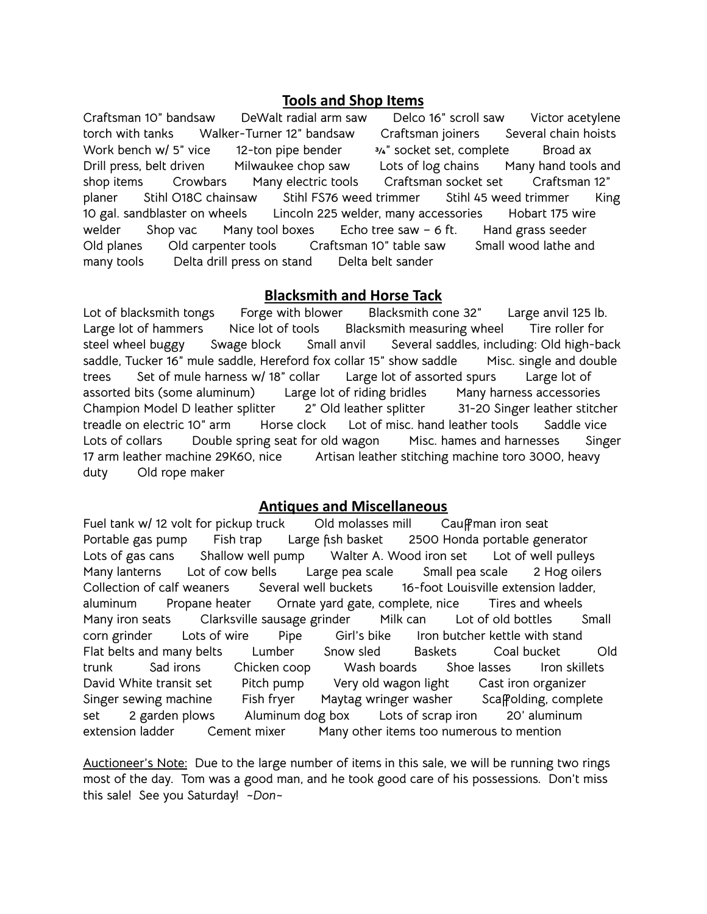## Tools and Shop Items

Craftsman 10" bandsaw    DeWalt radial arm saw    Delco 16" scroll saw    Victor acetylene torch with tanks    Walker-Turner 12" bandsaw    Craftsman joiners    Several chain hoists    Work bench w/ 5" vice    12-ton pipe bender    ¾" socket set, complete    Broad ax    Drill press, belt driven    Milwaukee chop saw    Lots of log chains    Many hand tools and shop items    Crowbars    Many electric tools    Craftsman socket set    Craftsman 12" planer    Stihl O18C chainsaw    Stihl FS76 weed trimmer    Stihl 45 weed trimmer    King 10 gal. sandblaster on wheels    Lincoln 225 welder, many accessories    Hobart 175 wire welder    Shop vac    Many tool boxes    Echo tree saw – 6 ft.    Hand grass seeder    Old planes    Old carpenter tools    Craftsman 10" table saw    Small wood lathe and many tools    Delta drill press on stand    Delta belt sander

## Blacksmith and Horse Tack

Lot of blacksmith tongs    Forge with blower    Blacksmith cone 32"    Large anvil 125 lb.    Large lot of hammers    Nice lot of tools    Blacksmith measuring wheel    Tire roller for steel wheel buggy    Swage block    Small anvil    Several saddles, including: Old high-back saddle, Tucker 16" mule saddle, Hereford fox collar 15" show saddle    Misc. single and double trees    Set of mule harness w/ 18" collar    Large lot of assorted spurs    Large lot of assorted bits (some aluminum)    Large lot of riding bridles    Many harness accessories    Champion Model D leather splitter    2" Old leather splitter    31-20 Singer leather stitcher treadle on electric 10" arm    Horse clock    Lot of misc. hand leather tools    Saddle vice    Lots of collars    Double spring seat for old wagon    Misc. hames and harnesses    Singer 17 arm leather machine 29K60, nice    Artisan leather stitching machine toro 3000, heavy duty    Old rope maker

## Antiques and Miscellaneous

Fuel tank w/ 12 volt for pickup truck    Old molasses mill    Cauffman iron seat    Portable gas pump    Fish trap    Large fish basket    2500 Honda portable generator    Lots of gas cans    Shallow well pump    Walter A. Wood iron set    Lot of well pulleys    Many lanterns    Lot of cow bells    Large pea scale    Small pea scale    2 Hog oilers    Collection of calf weaners    Several well buckets    16-foot Louisville extension ladder, aluminum    Propane heater    Ornate yard gate, complete, nice    Tires and wheels    Many iron seats    Clarksville sausage grinder    Milk can    Lot of old bottles    Small corn grinder    Lots of wire    Pipe    Girl's bike    Iron butcher kettle with stand    Flat belts and many belts    Lumber    Snow sled    Baskets    Coal bucket    Old trunk    Sad irons    Chicken coop    Wash boards    Shoe lasses    Iron skillets    David White transit set    Pitch pump    Very old wagon light    Cast iron organizer    Singer sewing machine    Fish fryer    Maytag wringer washer    Scaffolding, complete set    2 garden plows    Aluminum dog box    Lots of scrap iron    20' aluminum extension ladder    Cement mixer    Many other items too numerous to mention

Auctioneer's Note: Due to the large number of items in this sale, we will be running two rings most of the day. Tom was a good man, and he took good care of his possessions. Don't miss this sale! See you Saturday! *~Don~*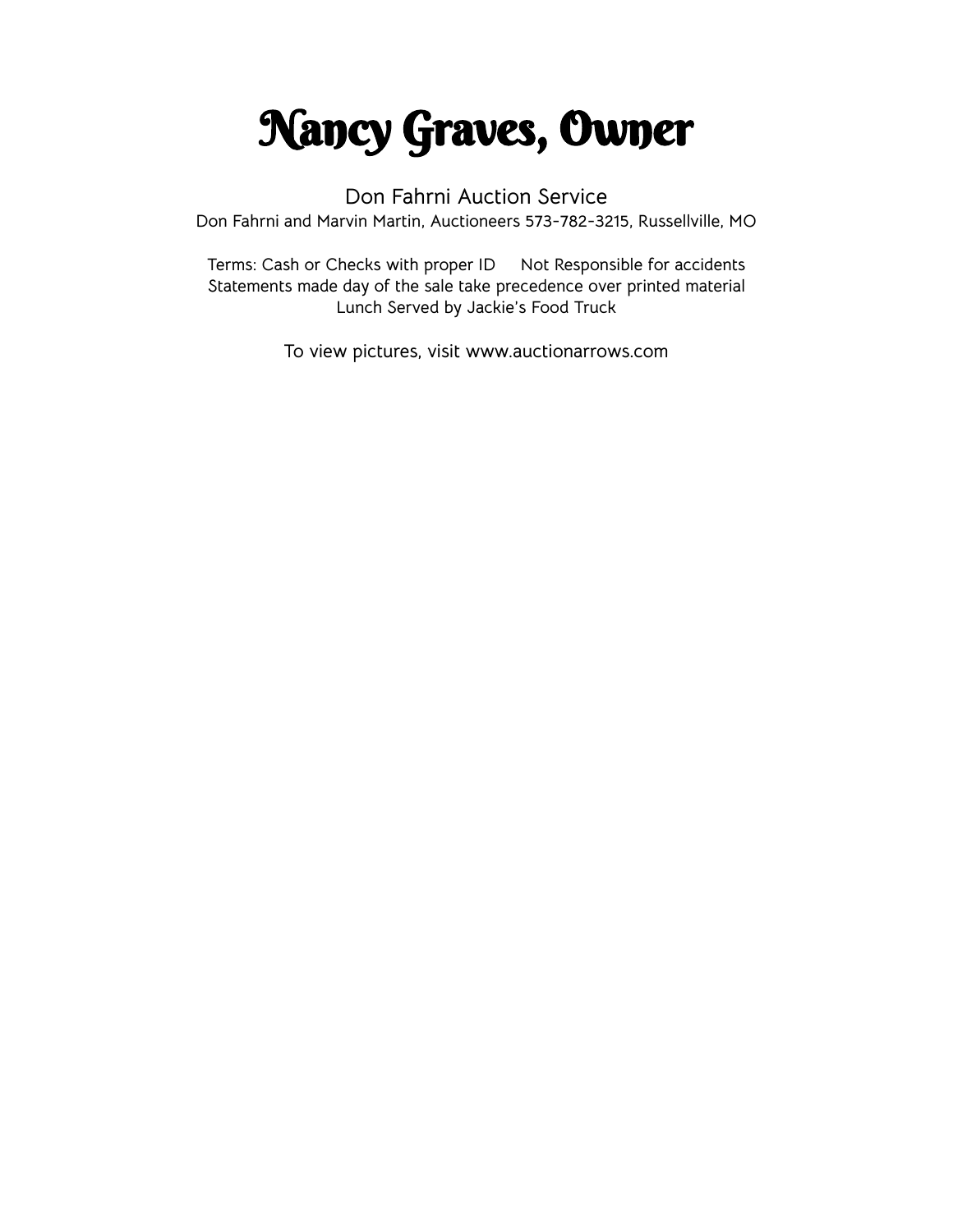# Nancy Graves, Owner

Don Fahrni Auction Service

Don Fahrni and Marvin Martin, Auctioneers 573-782-3215, Russellville, MO

Terms: Cash or Checks with proper ID    Not Responsible for accidents

Statements made day of the sale take precedence over printed material

Lunch Served by Jackie's Food Truck

To view pictures, visit www.auctionarrows.com